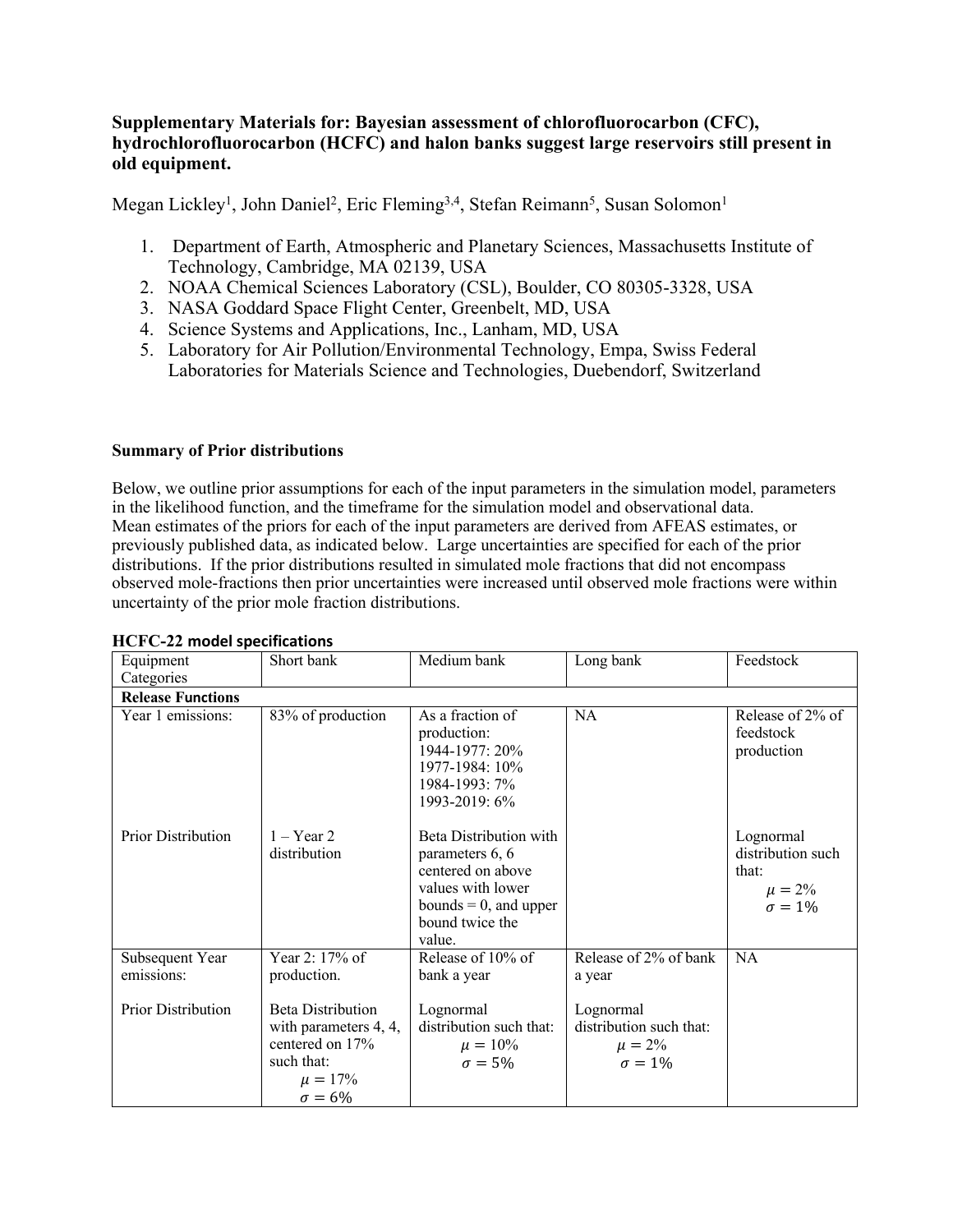**Supplementary Materials for: Bayesian assessment of chlorofluorocarbon (CFC), hydrochlorofluorocarbon (HCFC) and halon banks suggest large reservoirs still present in old equipment.**

Megan Lickley[1], John Daniel[2], Eric Fleming[3,4], Stefan Reimann[5], Susan Solomon[1]

1. Department of Earth, Atmospheric and Planetary Sciences, Massachusetts Institute of Technology, Cambridge, MA 02139, USA
2. NOAA Chemical Sciences Laboratory (CSL), Boulder, CO 80305-3328, USA
3. NASA Goddard Space Flight Center, Greenbelt, MD, USA
4. Science Systems and Applications, Inc., Lanham, MD, USA
5. Laboratory for Air Pollution/Environmental Technology, Empa, Swiss Federal Laboratories for Materials Science and Technologies, Duebendorf, Switzerland

**Summary of Prior distributions**

Below, we outline prior assumptions for each of the input parameters in the simulation model, parameters in the likelihood function, and the timeframe for the simulation model and observational data. Mean estimates of the priors for each of the input parameters are derived from AFEAS estimates, or previously published data, as indicated below. Large uncertainties are specified for each of the prior distributions. If the prior distributions resulted in simulated mole fractions that did not encompass observed mole-fractions then prior uncertainties were increased until observed mole fractions were within uncertainty of the prior mole fraction distributions.

**HCFC-22 model specifications**

| Equipment Categories | Short bank | Medium bank | Long bank | Feedstock |
|---|---|---|---|---|
| **Release Functions** | | | | |
| Year 1 emissions: | 83% of production | As a fraction of production:<br>1944-1977: 20%<br>1977-1984: 10%<br>1984-1993: 7%<br>1993-2019: 6% | NA | Release of 2% of feedstock production |
| Prior Distribution | 1 – Year 2 distribution | Beta Distribution with parameters 6, 6 centered on above values with lower bounds = 0, and upper bound twice the value. | | Lognormal distribution such that:<br>$\mu = 2\%$<br>$\sigma = 1\%$ |
| Subsequent Year emissions: | Year 2: 17% of production. | Release of 10% of bank a year | Release of 2% of bank a year | NA |
| Prior Distribution | Beta Distribution with parameters 4, 4, centered on 17% such that:<br>$\mu = 17\%$<br>$\sigma = 6\%$ | Lognormal distribution such that:<br>$\mu = 10\%$<br>$\sigma = 5\%$ | Lognormal distribution such that:<br>$\mu = 2\%$<br>$\sigma = 1\%$ | |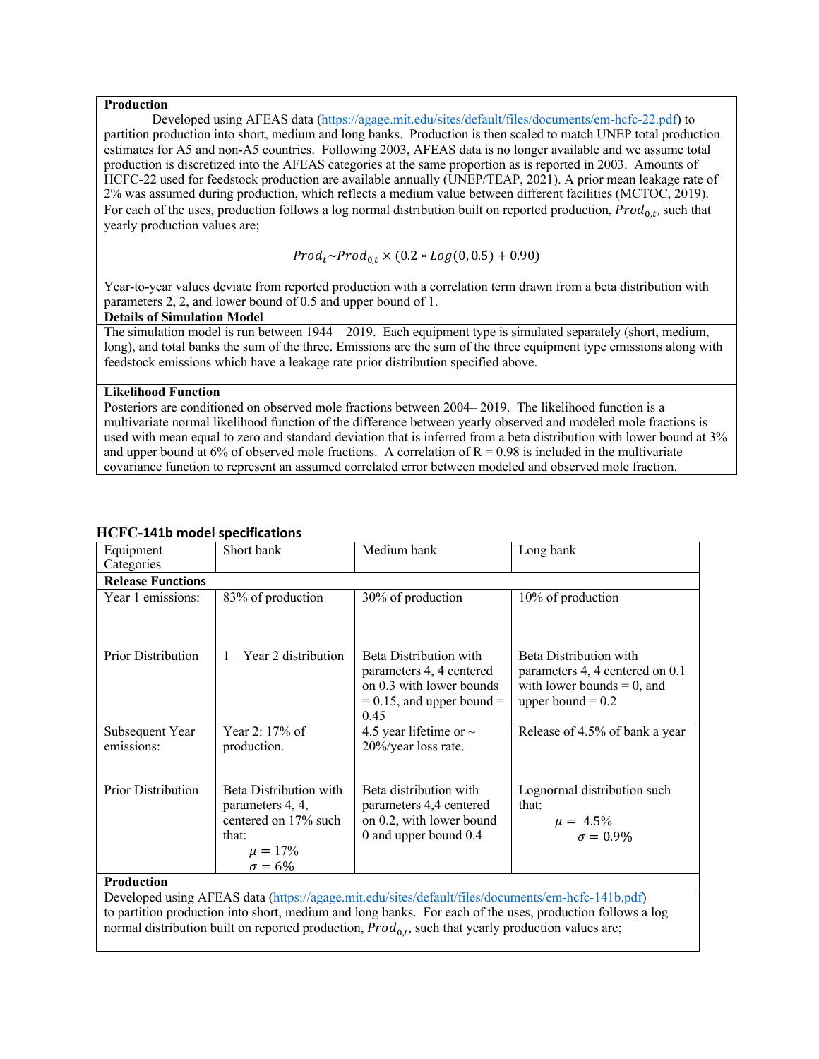| **Production** |
|---|
| Developed using AFEAS data (https://agage.mit.edu/sites/default/files/documents/em-hcfc-22.pdf) to partition production into short, medium and long banks. Production is then scaled to match UNEP total production estimates for A5 and non-A5 countries. Following 2003, AFEAS data is no longer available and we assume total production is discretized into the AFEAS categories at the same proportion as is reported in 2003. Amounts of HCFC-22 used for feedstock production are available annually (UNEP/TEAP, 2021). A prior mean leakage rate of 2% was assumed during production, which reflects a medium value between different facilities (MCTOC, 2019). For each of the uses, production follows a log normal distribution built on reported production, $Prod_{0,t}$, such that yearly production values are; $$Prod_t \sim Prod_{0,t} \times (0.2 * Log(0, 0.5) + 0.90)$$ Year-to-year values deviate from reported production with a correlation term drawn from a beta distribution with parameters 2, 2, and lower bound of 0.5 and upper bound of 1. |
| **Details of Simulation Model** |
| The simulation model is run between 1944 – 2019. Each equipment type is simulated separately (short, medium, long), and total banks the sum of the three. Emissions are the sum of the three equipment type emissions along with feedstock emissions which have a leakage rate prior distribution specified above. |
| **Likelihood Function** |
| Posteriors are conditioned on observed mole fractions between 2004– 2019. The likelihood function is a multivariate normal likelihood function of the difference between yearly observed and modeled mole fractions is used with mean equal to zero and standard deviation that is inferred from a beta distribution with lower bound at 3% and upper bound at 6% of observed mole fractions. A correlation of R = 0.98 is included in the multivariate covariance function to represent an assumed correlated error between modeled and observed mole fraction. |

## HCFC-141b model specifications

| Equipment Categories | Short bank | Medium bank | Long bank |
|---|---|---|---|
| **Release Functions** | | | |
| Year 1 emissions: | 83% of production | 30% of production | 10% of production |
| Prior Distribution | 1 – Year 2 distribution | Beta Distribution with parameters 4, 4 centered on 0.3 with lower bounds = 0.15, and upper bound = 0.45 | Beta Distribution with parameters 4, 4 centered on 0.1 with lower bounds = 0, and upper bound = 0.2 |
| Subsequent Year emissions: | Year 2: 17% of production. | 4.5 year lifetime or ~ 20%/year loss rate. | Release of 4.5% of bank a year |
| Prior Distribution | Beta Distribution with parameters 4, 4, centered on 17% such that: $\mu = 17\%$ $\sigma = 6\%$ | Beta distribution with parameters 4,4 centered on 0.2, with lower bound 0 and upper bound 0.4 | Lognormal distribution such that: $\mu = 4.5\%$ $\sigma = 0.9\%$ |
| **Production** | | | |
| Developed using AFEAS data (https://agage.mit.edu/sites/default/files/documents/em-hcfc-141b.pdf) to partition production into short, medium and long banks. For each of the uses, production follows a log normal distribution built on reported production, $Prod_{0,t}$, such that yearly production values are; | | | |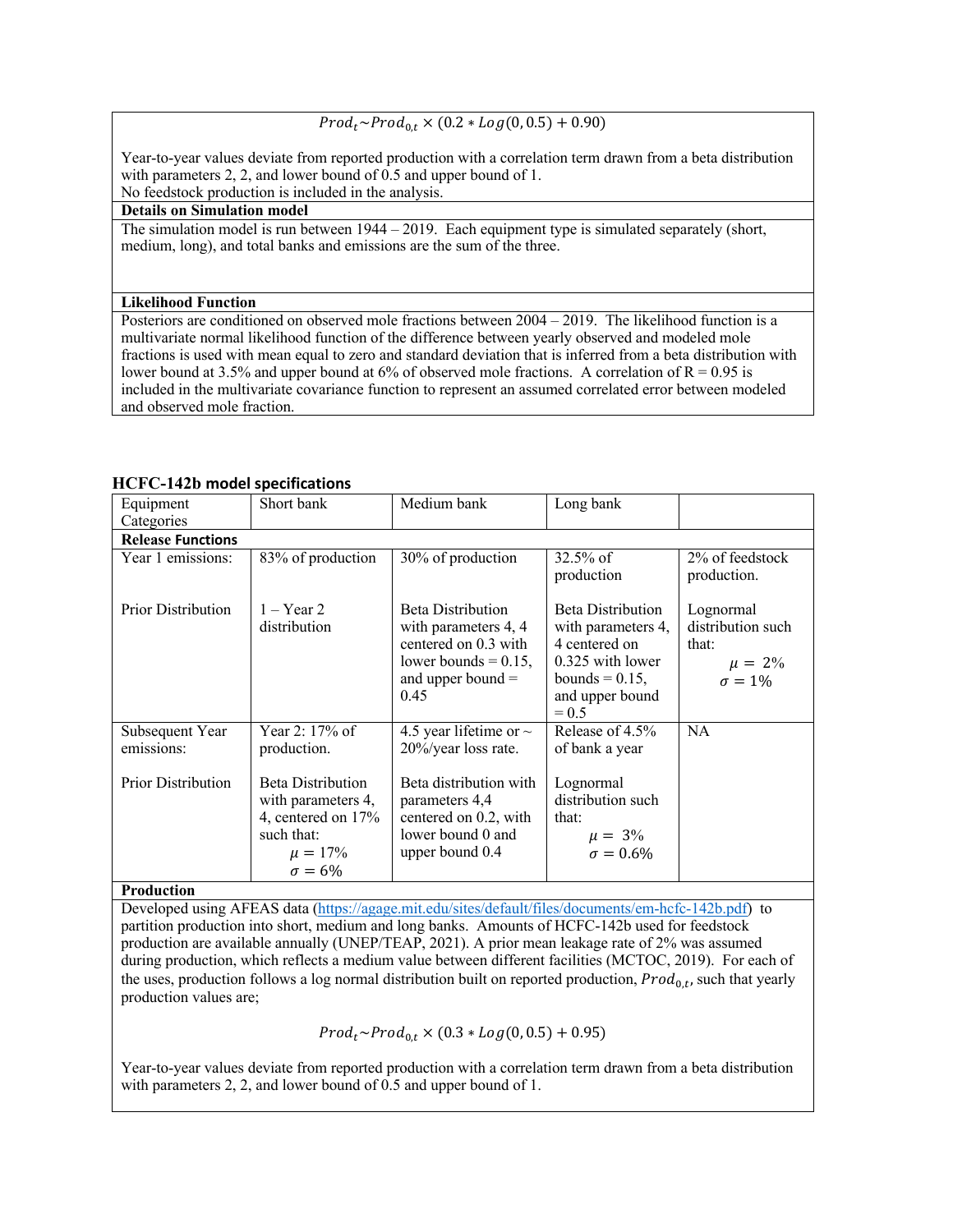| |
|---|
| $$Prod_t \sim Prod_{0,t} \times (0.2 * Log(0, 0.5) + 0.90)$$ Year-to-year values deviate from reported production with a correlation term drawn from a beta distribution with parameters 2, 2, and lower bound of 0.5 and upper bound of 1. No feedstock production is included in the analysis. |
| **Details on Simulation model** |
| The simulation model is run between 1944 – 2019. Each equipment type is simulated separately (short, medium, long), and total banks and emissions are the sum of the three. |
| **Likelihood Function** |
| Posteriors are conditioned on observed mole fractions between 2004 – 2019. The likelihood function is a multivariate normal likelihood function of the difference between yearly observed and modeled mole fractions is used with mean equal to zero and standard deviation that is inferred from a beta distribution with lower bound at 3.5% and upper bound at 6% of observed mole fractions. A correlation of R = 0.95 is included in the multivariate covariance function to represent an assumed correlated error between modeled and observed mole fraction. |

### HCFC-142b model specifications

| Equipment Categories | Short bank | Medium bank | Long bank | |
|---|---|---|---|---|
| **Release Functions** | | | | |
| Year 1 emissions: | 83% of production | 30% of production | 32.5% of production | 2% of feedstock production. |
| Prior Distribution | 1 – Year 2 distribution | Beta Distribution with parameters 4, 4 centered on 0.3 with lower bounds = 0.15, and upper bound = 0.45 | Beta Distribution with parameters 4, 4 centered on 0.325 with lower bounds = 0.15, and upper bound = 0.5 | Lognormal distribution such that: $\mu = 2\%$ $\sigma = 1\%$ |
| Subsequent Year emissions: | Year 2: 17% of production. | 4.5 year lifetime or ~ 20%/year loss rate. | Release of 4.5% of bank a year | NA |
| Prior Distribution | Beta Distribution with parameters 4, 4, centered on 17% such that: $\mu = 17\%$ $\sigma = 6\%$ | Beta distribution with parameters 4,4 centered on 0.2, with lower bound 0 and upper bound 0.4 | Lognormal distribution such that: $\mu = 3\%$ $\sigma = 0.6\%$ | |
| **Production** | | | | |
| Developed using AFEAS data (https://agage.mit.edu/sites/default/files/documents/em-hcfc-142b.pdf) to partition production into short, medium and long banks. Amounts of HCFC-142b used for feedstock production are available annually (UNEP/TEAP, 2021). A prior mean leakage rate of 2% was assumed during production, which reflects a medium value between different facilities (MCTOC, 2019). For each of the uses, production follows a log normal distribution built on reported production, $Prod_{0,t}$, such that yearly production values are; $$Prod_t \sim Prod_{0,t} \times (0.3 * Log(0, 0.5) + 0.95)$$ Year-to-year values deviate from reported production with a correlation term drawn from a beta distribution with parameters 2, 2, and lower bound of 0.5 and upper bound of 1. | | | | |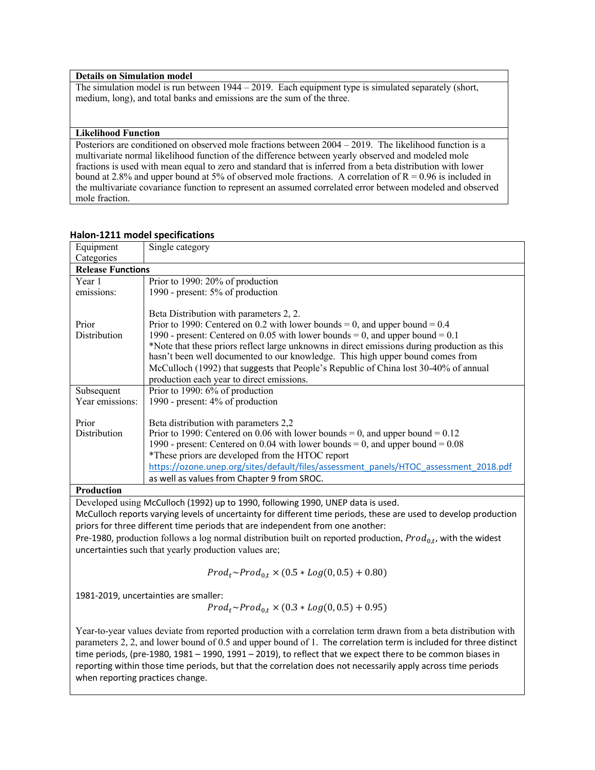| **Details on Simulation model** |
| --- |
| The simulation model is run between 1944 – 2019. Each equipment type is simulated separately (short, medium, long), and total banks and emissions are the sum of the three. |
| **Likelihood Function** |
| Posteriors are conditioned on observed mole fractions between 2004 – 2019. The likelihood function is a multivariate normal likelihood function of the difference between yearly observed and modeled mole fractions is used with mean equal to zero and standard that is inferred from a beta distribution with lower bound at 2.8% and upper bound at 5% of observed mole fractions. A correlation of R = 0.96 is included in the multivariate covariance function to represent an assumed correlated error between modeled and observed mole fraction. |

## Halon-1211 model specifications

| | |
| --- | --- |
| Equipment Categories | Single category |
| **Release Functions** | |
| Year 1 emissions:<br><br>Prior Distribution | Prior to 1990: 20% of production<br>1990 - present: 5% of production<br><br>Beta Distribution with parameters 2, 2.<br>Prior to 1990: Centered on 0.2 with lower bounds = 0, and upper bound = 0.4<br>1990 - present: Centered on 0.05 with lower bounds = 0, and upper bound = 0.1<br>*Note that these priors reflect large unknowns in direct emissions during production as this hasn't been well documented to our knowledge. This high upper bound comes from McCulloch (1992) that suggests that People's Republic of China lost 30-40% of annual production each year to direct emissions. |
| Subsequent Year emissions:<br><br>Prior Distribution | Prior to 1990: 6% of production<br>1990 - present: 4% of production<br><br>Beta distribution with parameters 2,2<br>Prior to 1990: Centered on 0.06 with lower bounds = 0, and upper bound = 0.12<br>1990 - present: Centered on 0.04 with lower bounds = 0, and upper bound = 0.08<br>*These priors are developed from the HTOC report https://ozone.unep.org/sites/default/files/assessment_panels/HTOC_assessment_2018.pdf as well as values from Chapter 9 from SROC. |

**Production**

Developed using McCulloch (1992) up to 1990, following 1990, UNEP data is used.
McCulloch reports varying levels of uncertainty for different time periods, these are used to develop production priors for three different time periods that are independent from one another:
Pre-1980, production follows a log normal distribution built on reported production, $Prod_{0,t}$, with the widest uncertainties such that yearly production values are;

$$Prod_t \sim Prod_{0,t} \times (0.5 * Log(0, 0.5) + 0.80)$$

1981-2019, uncertainties are smaller:

$$Prod_t \sim Prod_{0,t} \times (0.3 * Log(0, 0.5) + 0.95)$$

Year-to-year values deviate from reported production with a correlation term drawn from a beta distribution with parameters 2, 2, and lower bound of 0.5 and upper bound of 1. The correlation term is included for three distinct time periods, (pre-1980, 1981 – 1990, 1991 – 2019), to reflect that we expect there to be common biases in reporting within those time periods, but that the correlation does not necessarily apply across time periods when reporting practices change.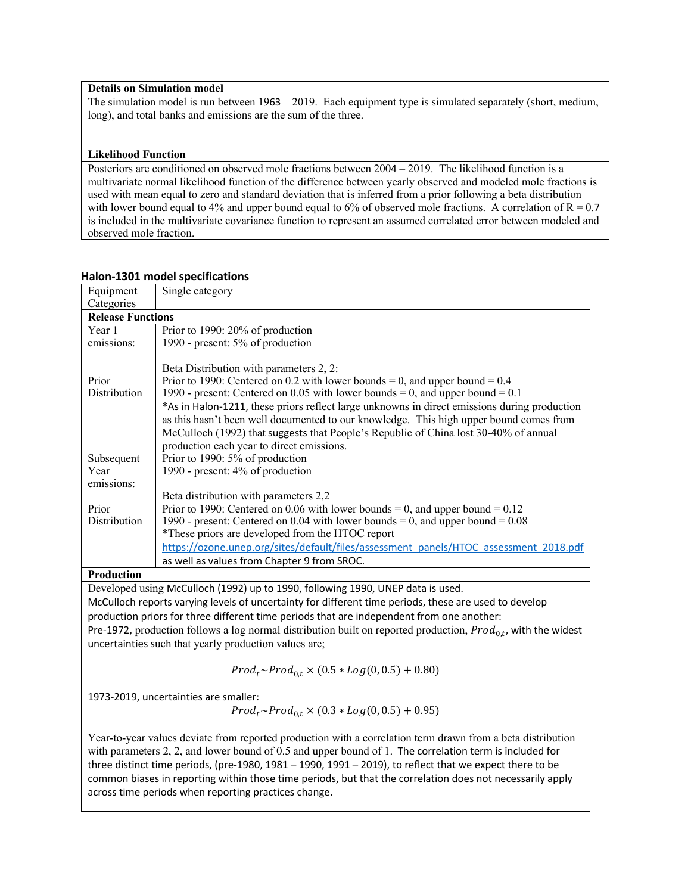| | |
|---|---|
| **Details on Simulation model** | |
| The simulation model is run between 1963 – 2019. Each equipment type is simulated separately (short, medium, long), and total banks and emissions are the sum of the three. | |
| **Likelihood Function** | |
| Posteriors are conditioned on observed mole fractions between 2004 – 2019. The likelihood function is a multivariate normal likelihood function of the difference between yearly observed and modeled mole fractions is used with mean equal to zero and standard deviation that is inferred from a prior following a beta distribution with lower bound equal to 4% and upper bound equal to 6% of observed mole fractions. A correlation of R = 0.7 is included in the multivariate covariance function to represent an assumed correlated error between modeled and observed mole fraction. | |

### Halon-1301 model specifications

| | |
|---|---|
| Equipment Categories | Single category |
| **Release Functions** | |
| Year 1 emissions:<br><br>Prior Distribution | Prior to 1990: 20% of production<br>1990 - present: 5% of production<br><br>Beta Distribution with parameters 2, 2:<br>Prior to 1990: Centered on 0.2 with lower bounds = 0, and upper bound = 0.4<br>1990 - present: Centered on 0.05 with lower bounds = 0, and upper bound = 0.1<br>*As in Halon-1211, these priors reflect large unknowns in direct emissions during production as this hasn't been well documented to our knowledge. This high upper bound comes from McCulloch (1992) that suggests that People's Republic of China lost 30-40% of annual production each year to direct emissions. |
| Subsequent Year emissions:<br><br>Prior Distribution | Prior to 1990: 5% of production<br>1990 - present: 4% of production<br><br>Beta distribution with parameters 2,2<br>Prior to 1990: Centered on 0.06 with lower bounds = 0, and upper bound = 0.12<br>1990 - present: Centered on 0.04 with lower bounds = 0, and upper bound = 0.08<br>*These priors are developed from the HTOC report https://ozone.unep.org/sites/default/files/assessment_panels/HTOC_assessment_2018.pdf as well as values from Chapter 9 from SROC. |
| **Production** | |
| Developed using McCulloch (1992) up to 1990, following 1990, UNEP data is used.<br>McCulloch reports varying levels of uncertainty for different time periods, these are used to develop production priors for three different time periods that are independent from one another:<br>Pre-1972, production follows a log normal distribution built on reported production, $Prod_{0,t}$, with the widest uncertainties such that yearly production values are;<br><br>$$Prod_t \sim Prod_{0,t} \times (0.5 * Log(0, 0.5) + 0.80)$$<br><br>1973-2019, uncertainties are smaller:<br>$$Prod_t \sim Prod_{0,t} \times (0.3 * Log(0, 0.5) + 0.95)$$<br><br>Year-to-year values deviate from reported production with a correlation term drawn from a beta distribution with parameters 2, 2, and lower bound of 0.5 and upper bound of 1. The correlation term is included for three distinct time periods, (pre-1980, 1981 – 1990, 1991 – 2019), to reflect that we expect there to be common biases in reporting within those time periods, but that the correlation does not necessarily apply across time periods when reporting practices change. | |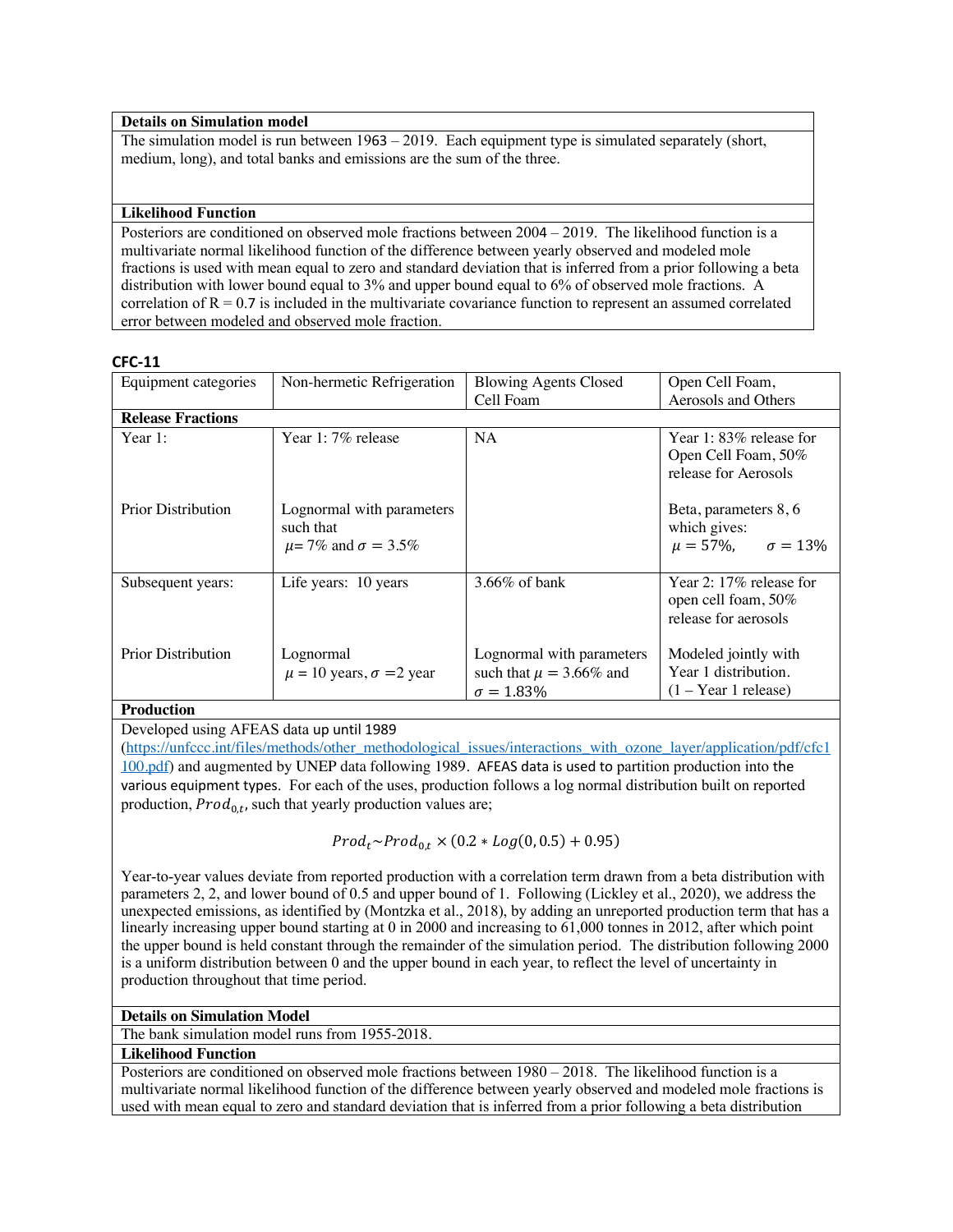| Details on Simulation model |
|---|
| The simulation model is run between 1963 – 2019. Each equipment type is simulated separately (short, medium, long), and total banks and emissions are the sum of the three. |
| **Likelihood Function** |
| Posteriors are conditioned on observed mole fractions between 2004 – 2019. The likelihood function is a multivariate normal likelihood function of the difference between yearly observed and modeled mole fractions is used with mean equal to zero and standard deviation that is inferred from a prior following a beta distribution with lower bound equal to 3% and upper bound equal to 6% of observed mole fractions. A correlation of R = 0.7 is included in the multivariate covariance function to represent an assumed correlated error between modeled and observed mole fraction. |

**CFC-11**

| Equipment categories | Non-hermetic Refrigeration | Blowing Agents Closed Cell Foam | Open Cell Foam, Aerosols and Others |
|---|---|---|---|
| **Release Fractions** | | | |
| Year 1: | Year 1: 7% release | NA | Year 1: 83% release for Open Cell Foam, 50% release for Aerosols |
| Prior Distribution | Lognormal with parameters such that $\mu$= 7% and $\sigma$ = 3.5% | | Beta, parameters 8, 6 which gives: $\mu$ = 57%, $\sigma$ = 13% |
| Subsequent years: | Life years: 10 years | 3.66% of bank | Year 2: 17% release for open cell foam, 50% release for aerosols |
| Prior Distribution | Lognormal $\mu$ = 10 years, $\sigma$ =2 year | Lognormal with parameters such that $\mu$ = 3.66% and $\sigma$ = 1.83% | Modeled jointly with Year 1 distribution. (1 – Year 1 release) |
| **Production** | | | |

Developed using AFEAS data up until 1989 (https://unfccc.int/files/methods/other_methodological_issues/interactions_with_ozone_layer/application/pdf/cfc1100.pdf) and augmented by UNEP data following 1989. AFEAS data is used to partition production into the various equipment types. For each of the uses, production follows a log normal distribution built on reported production, $Prod_{0,t}$, such that yearly production values are;

$$Prod_t \sim Prod_{0,t} \times (0.2 * Log(0, 0.5) + 0.95)$$

Year-to-year values deviate from reported production with a correlation term drawn from a beta distribution with parameters 2, 2, and lower bound of 0.5 and upper bound of 1. Following (Lickley et al., 2020), we address the unexpected emissions, as identified by (Montzka et al., 2018), by adding an unreported production term that has a linearly increasing upper bound starting at 0 in 2000 and increasing to 61,000 tonnes in 2012, after which point the upper bound is held constant through the remainder of the simulation period. The distribution following 2000 is a uniform distribution between 0 and the upper bound in each year, to reflect the level of uncertainty in production throughout that time period.

| Details on Simulation Model |
|---|
| The bank simulation model runs from 1955-2018. |
| **Likelihood Function** |
| Posteriors are conditioned on observed mole fractions between 1980 – 2018. The likelihood function is a multivariate normal likelihood function of the difference between yearly observed and modeled mole fractions is used with mean equal to zero and standard deviation that is inferred from a prior following a beta distribution |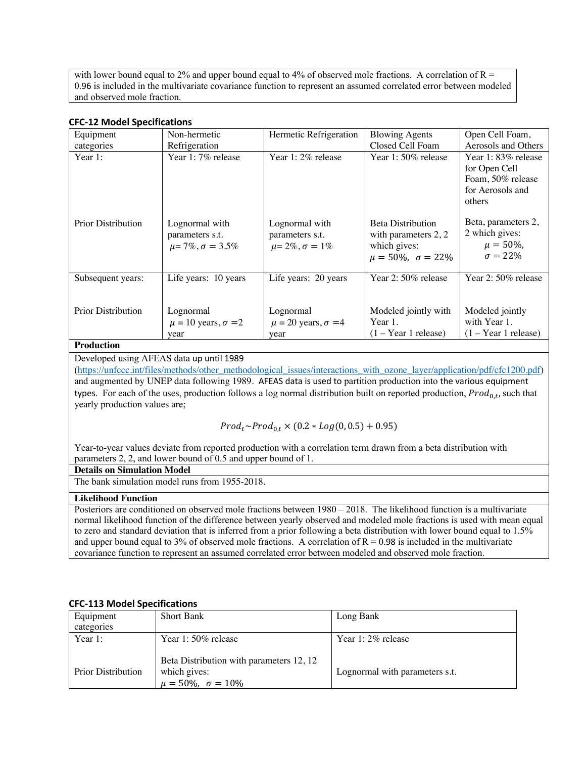with lower bound equal to 2% and upper bound equal to 4% of observed mole fractions. A correlation of R = 0.96 is included in the multivariate covariance function to represent an assumed correlated error between modeled and observed mole fraction.

**CFC-12 Model Specifications**

| Equipment categories | Non-hermetic Refrigeration | Hermetic Refrigeration | Blowing Agents Closed Cell Foam | Open Cell Foam, Aerosols and Others |
|---|---|---|---|---|
| Year 1: | Year 1: 7% release | Year 1: 2% release | Year 1: 50% release | Year 1: 83% release for Open Cell Foam, 50% release for Aerosols and others |
| Prior Distribution | Lognormal with parameters s.t. $\mu = 7\%, \sigma = 3.5\%$ | Lognormal with parameters s.t. $\mu = 2\%, \sigma = 1\%$ | Beta Distribution with parameters 2, 2 which gives: $\mu = 50\%, \ \sigma = 22\%$ | Beta, parameters 2, 2 which gives: $\mu = 50\%$, $\sigma = 22\%$ |
| Subsequent years: | Life years: 10 years | Life years: 20 years | Year 2: 50% release | Year 2: 50% release |
| Prior Distribution | Lognormal $\mu = 10$ years, $\sigma = 2$ year | Lognormal $\mu = 20$ years, $\sigma = 4$ year | Modeled jointly with Year 1. (1 – Year 1 release) | Modeled jointly with Year 1. (1 – Year 1 release) |

**Production**

Developed using AFEAS data up until 1989 (https://unfccc.int/files/methods/other_methodological_issues/interactions_with_ozone_layer/application/pdf/cfc1200.pdf) and augmented by UNEP data following 1989. AFEAS data is used to partition production into the various equipment types. For each of the uses, production follows a log normal distribution built on reported production, $Prod_{0,t}$, such that yearly production values are;

$$Prod_t \sim Prod_{0,t} \times (0.2 * Log(0, 0.5) + 0.95)$$

Year-to-year values deviate from reported production with a correlation term drawn from a beta distribution with parameters 2, 2, and lower bound of 0.5 and upper bound of 1.

**Details on Simulation Model**

The bank simulation model runs from 1955-2018.

**Likelihood Function**

Posteriors are conditioned on observed mole fractions between 1980 – 2018. The likelihood function is a multivariate normal likelihood function of the difference between yearly observed and modeled mole fractions is used with mean equal to zero and standard deviation that is inferred from a prior following a beta distribution with lower bound equal to 1.5% and upper bound equal to 3% of observed mole fractions. A correlation of R = 0.98 is included in the multivariate covariance function to represent an assumed correlated error between modeled and observed mole fraction.

**CFC-113 Model Specifications**

| Equipment categories | Short Bank | Long Bank |
|---|---|---|
| Year 1: | Year 1: 50% release | Year 1: 2% release |
| Prior Distribution | Beta Distribution with parameters 12, 12 which gives: $\mu = 50\%, \ \sigma = 10\%$ | Lognormal with parameters s.t. |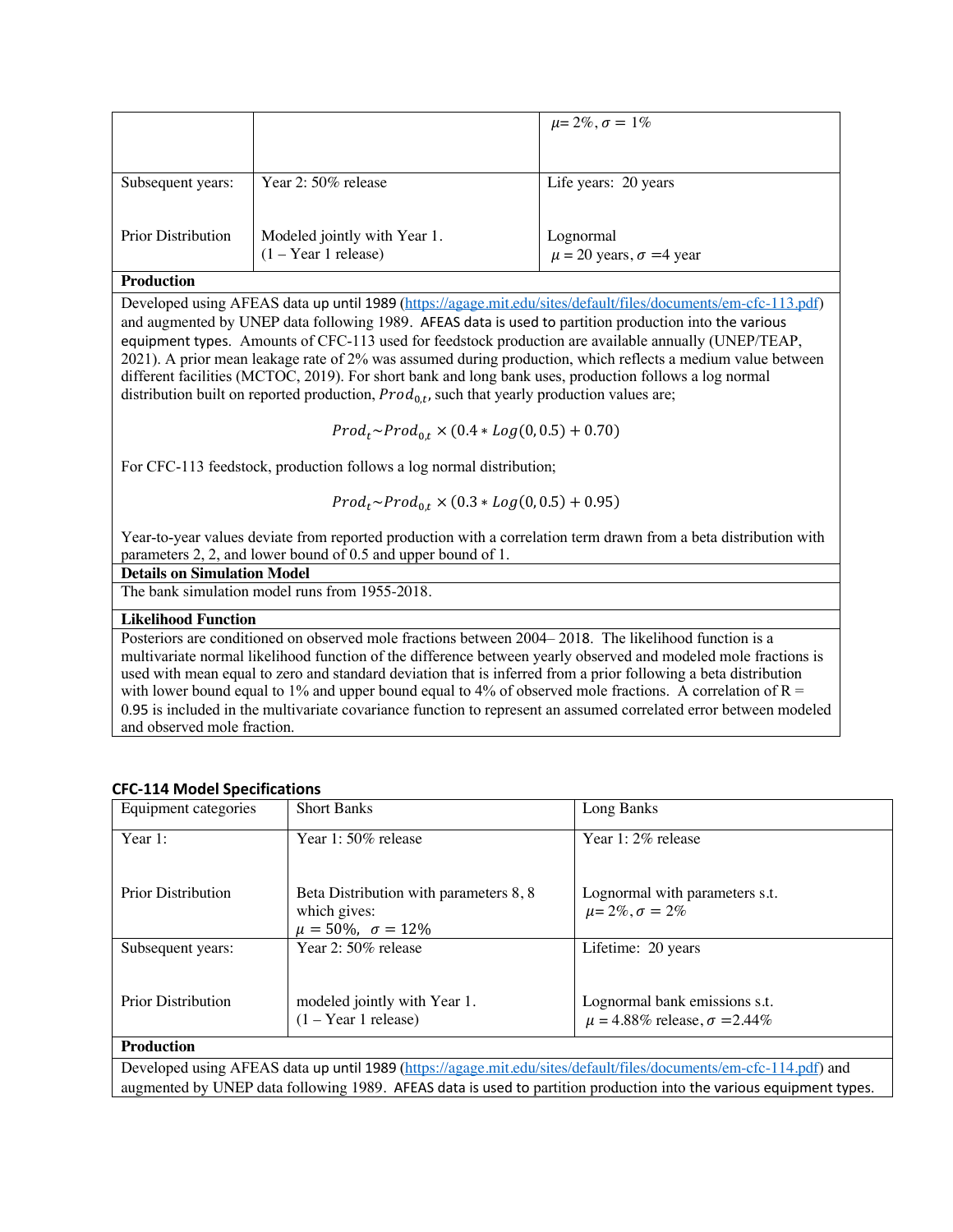| | | |
|---|---|---|
| | | $\mu$= 2%, $\sigma$ = 1% |
| Subsequent years:<br><br>Prior Distribution | Year 2: 50% release<br><br>Modeled jointly with Year 1.<br>(1 – Year 1 release) | Life years: 20 years<br><br>Lognormal<br>$\mu$ = 20 years, $\sigma$ =4 year |
| **Production** | | |
| Developed using AFEAS data up until 1989 (https://agage.mit.edu/sites/default/files/documents/em-cfc-113.pdf) and augmented by UNEP data following 1989. AFEAS data is used to partition production into the various equipment types. Amounts of CFC-113 used for feedstock production are available annually (UNEP/TEAP, 2021). A prior mean leakage rate of 2% was assumed during production, which reflects a medium value between different facilities (MCTOC, 2019). For short bank and long bank uses, production follows a log normal distribution built on reported production, $Prod_{0,t}$, such that yearly production values are;<br><br>$$Prod_t \sim Prod_{0,t} \times (0.4 * Log(0, 0.5) + 0.70)$$<br><br>For CFC-113 feedstock, production follows a log normal distribution;<br><br>$$Prod_t \sim Prod_{0,t} \times (0.3 * Log(0, 0.5) + 0.95)$$<br><br>Year-to-year values deviate from reported production with a correlation term drawn from a beta distribution with parameters 2, 2, and lower bound of 0.5 and upper bound of 1. | | |
| **Details on Simulation Model** | | |
| The bank simulation model runs from 1955-2018. | | |
| **Likelihood Function** | | |
| Posteriors are conditioned on observed mole fractions between 2004– 2018. The likelihood function is a multivariate normal likelihood function of the difference between yearly observed and modeled mole fractions is used with mean equal to zero and standard deviation that is inferred from a prior following a beta distribution with lower bound equal to 1% and upper bound equal to 4% of observed mole fractions. A correlation of R = 0.95 is included in the multivariate covariance function to represent an assumed correlated error between modeled and observed mole fraction. | | |

### CFC-114 Model Specifications

| Equipment categories | Short Banks | Long Banks |
|---|---|---|
| Year 1:<br><br>Prior Distribution | Year 1: 50% release<br><br>Beta Distribution with parameters 8, 8 which gives:<br>$\mu$ = 50%, $\sigma$ = 12% | Year 1: 2% release<br><br>Lognormal with parameters s.t.<br>$\mu$= 2%, $\sigma$ = 2% |
| Subsequent years:<br><br>Prior Distribution | Year 2: 50% release<br><br>modeled jointly with Year 1.<br>(1 – Year 1 release) | Lifetime: 20 years<br><br>Lognormal bank emissions s.t.<br>$\mu$ = 4.88% release, $\sigma$ =2.44% |
| **Production** | | |
| Developed using AFEAS data up until 1989 (https://agage.mit.edu/sites/default/files/documents/em-cfc-114.pdf) and augmented by UNEP data following 1989. AFEAS data is used to partition production into the various equipment types. | | |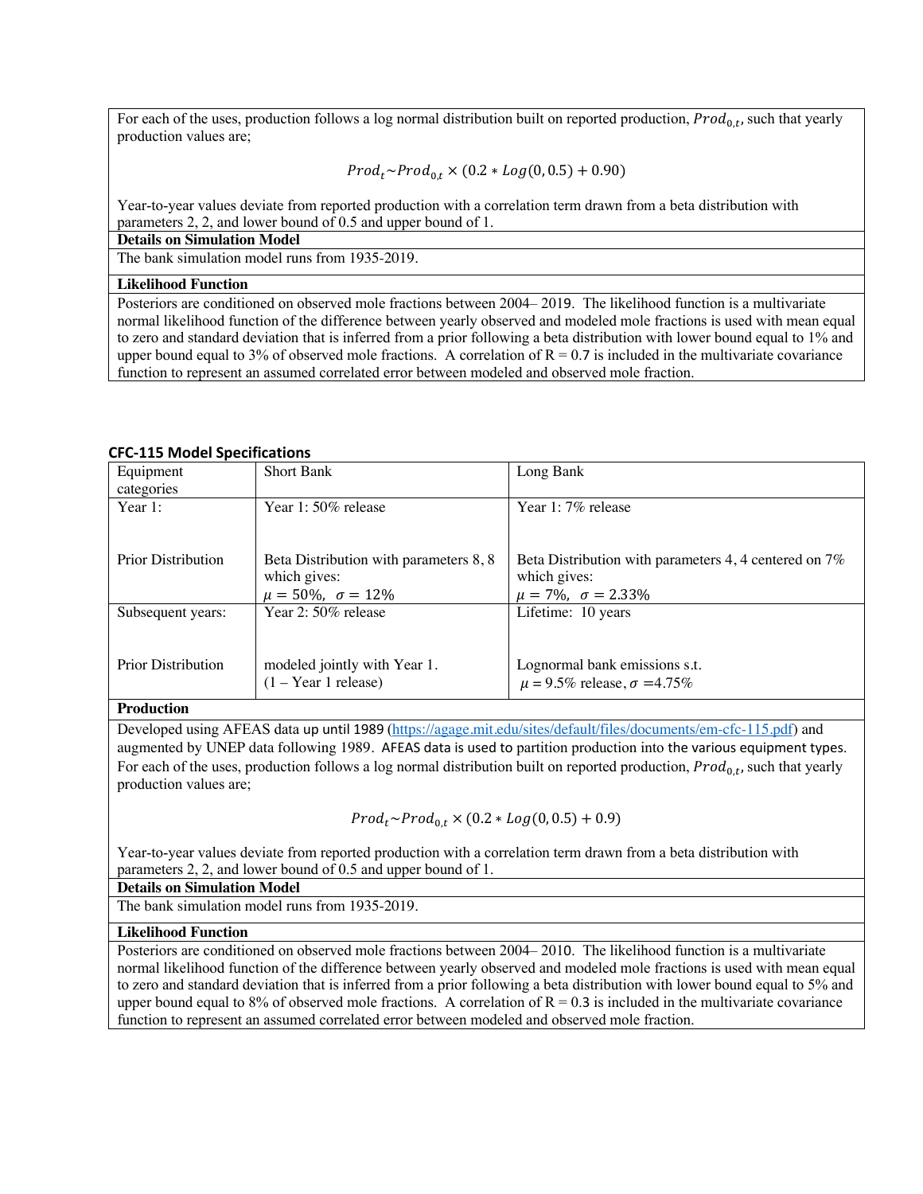For each of the uses, production follows a log normal distribution built on reported production, $Prod_{0,t}$, such that yearly production values are;

$$Prod_t \sim Prod_{0,t} \times (0.2 * Log(0, 0.5) + 0.90)$$

Year-to-year values deviate from reported production with a correlation term drawn from a beta distribution with parameters 2, 2, and lower bound of 0.5 and upper bound of 1.

**Details on Simulation Model**

The bank simulation model runs from 1935-2019.

**Likelihood Function**

Posteriors are conditioned on observed mole fractions between 2004– 2019. The likelihood function is a multivariate normal likelihood function of the difference between yearly observed and modeled mole fractions is used with mean equal to zero and standard deviation that is inferred from a prior following a beta distribution with lower bound equal to 1% and upper bound equal to 3% of observed mole fractions. A correlation of R = 0.7 is included in the multivariate covariance function to represent an assumed correlated error between modeled and observed mole fraction.

### CFC-115 Model Specifications

| Equipment categories | Short Bank | Long Bank |
|---|---|---|
| Year 1:<br><br>Prior Distribution | Year 1: 50% release<br><br>Beta Distribution with parameters 8, 8 which gives:<br>$\mu = 50\%$, $\sigma = 12\%$ | Year 1: 7% release<br><br>Beta Distribution with parameters 4, 4 centered on 7% which gives:<br>$\mu = 7\%$, $\sigma = 2.33\%$ |
| Subsequent years:<br><br>Prior Distribution | Year 2: 50% release<br><br>modeled jointly with Year 1.<br>(1 – Year 1 release) | Lifetime: 10 years<br><br>Lognormal bank emissions s.t.<br>$\mu = 9.5\%$ release, $\sigma = 4.75\%$ |

**Production**

Developed using AFEAS data up until 1989 (https://agage.mit.edu/sites/default/files/documents/em-cfc-115.pdf) and augmented by UNEP data following 1989. AFEAS data is used to partition production into the various equipment types. For each of the uses, production follows a log normal distribution built on reported production, $Prod_{0,t}$, such that yearly production values are;

$$Prod_t \sim Prod_{0,t} \times (0.2 * Log(0, 0.5) + 0.9)$$

Year-to-year values deviate from reported production with a correlation term drawn from a beta distribution with parameters 2, 2, and lower bound of 0.5 and upper bound of 1.

**Details on Simulation Model**

The bank simulation model runs from 1935-2019.

**Likelihood Function**

Posteriors are conditioned on observed mole fractions between 2004– 2010. The likelihood function is a multivariate normal likelihood function of the difference between yearly observed and modeled mole fractions is used with mean equal to zero and standard deviation that is inferred from a prior following a beta distribution with lower bound equal to 5% and upper bound equal to 8% of observed mole fractions. A correlation of R = 0.3 is included in the multivariate covariance function to represent an assumed correlated error between modeled and observed mole fraction.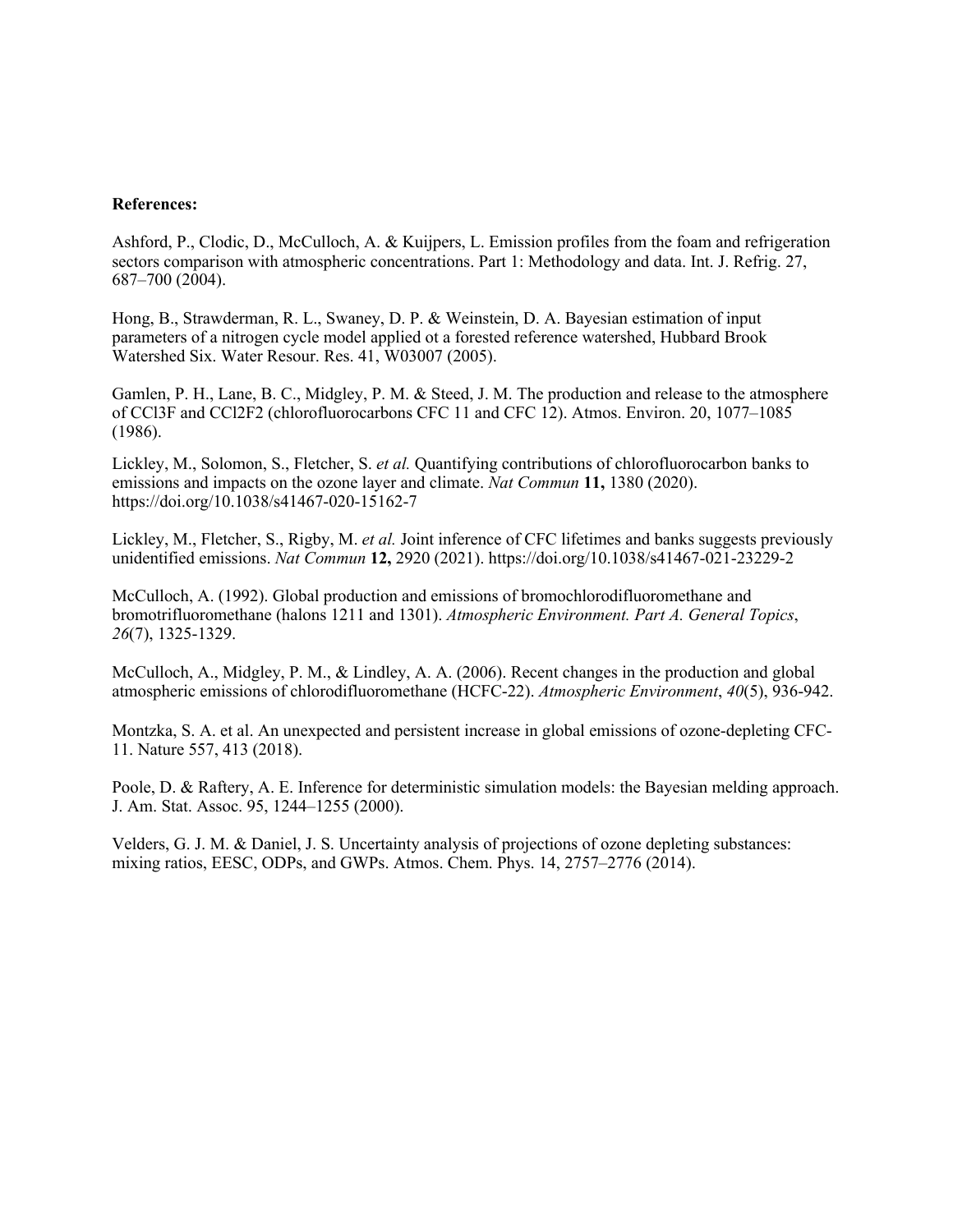**References:**

Ashford, P., Clodic, D., McCulloch, A. & Kuijpers, L. Emission profiles from the foam and refrigeration sectors comparison with atmospheric concentrations. Part 1: Methodology and data. Int. J. Refrig. 27, 687–700 (2004).

Hong, B., Strawderman, R. L., Swaney, D. P. & Weinstein, D. A. Bayesian estimation of input parameters of a nitrogen cycle model applied ot a forested reference watershed, Hubbard Brook Watershed Six. Water Resour. Res. 41, W03007 (2005).

Gamlen, P. H., Lane, B. C., Midgley, P. M. & Steed, J. M. The production and release to the atmosphere of CCl3F and CCl2F2 (chlorofluorocarbons CFC 11 and CFC 12). Atmos. Environ. 20, 1077–1085 (1986).

Lickley, M., Solomon, S., Fletcher, S. *et al.* Quantifying contributions of chlorofluorocarbon banks to emissions and impacts on the ozone layer and climate. *Nat Commun* **11,** 1380 (2020). https://doi.org/10.1038/s41467-020-15162-7

Lickley, M., Fletcher, S., Rigby, M. *et al.* Joint inference of CFC lifetimes and banks suggests previously unidentified emissions. *Nat Commun* **12,** 2920 (2021). https://doi.org/10.1038/s41467-021-23229-2

McCulloch, A. (1992). Global production and emissions of bromochlorodifluoromethane and bromotrifluoromethane (halons 1211 and 1301). *Atmospheric Environment. Part A. General Topics*, *26*(7), 1325-1329.

McCulloch, A., Midgley, P. M., & Lindley, A. A. (2006). Recent changes in the production and global atmospheric emissions of chlorodifluoromethane (HCFC-22). *Atmospheric Environment*, *40*(5), 936-942.

Montzka, S. A. et al. An unexpected and persistent increase in global emissions of ozone-depleting CFC-11. Nature 557, 413 (2018).

Poole, D. & Raftery, A. E. Inference for deterministic simulation models: the Bayesian melding approach. J. Am. Stat. Assoc. 95, 1244–1255 (2000).

Velders, G. J. M. & Daniel, J. S. Uncertainty analysis of projections of ozone depleting substances: mixing ratios, EESC, ODPs, and GWPs. Atmos. Chem. Phys. 14, 2757–2776 (2014).